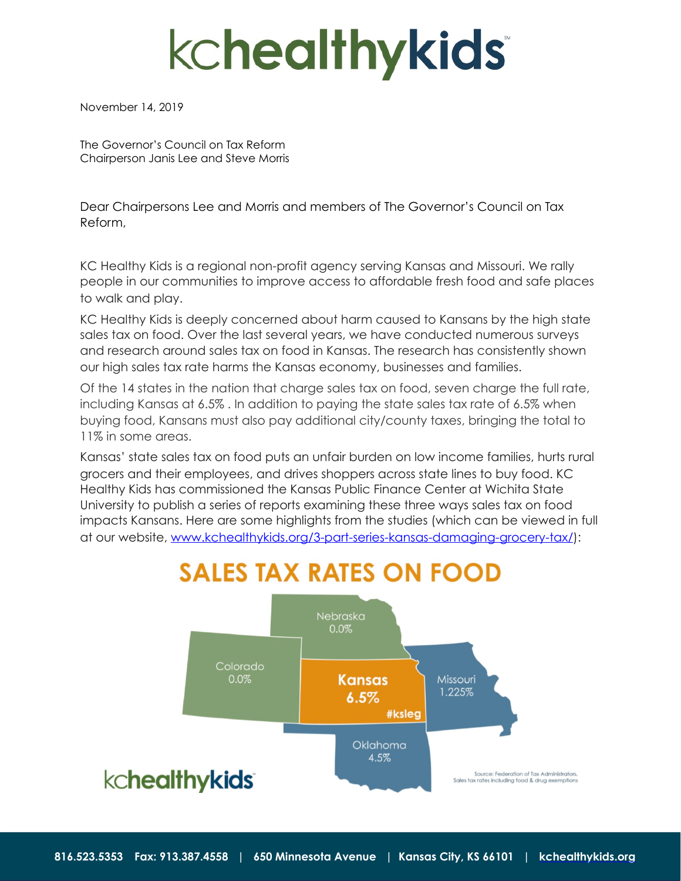# kchealthykids

November 14, 2019

The Governor's Council on Tax Reform
Chairperson Janis Lee and Steve Morris

Dear Chairpersons Lee and Morris and members of The Governor's Council on Tax Reform,

KC Healthy Kids is a regional non-profit agency serving Kansas and Missouri. We rally people in our communities to improve access to affordable fresh food and safe places to walk and play.

KC Healthy Kids is deeply concerned about harm caused to Kansans by the high state sales tax on food. Over the last several years, we have conducted numerous surveys and research around sales tax on food in Kansas. The research has consistently shown our high sales tax rate harms the Kansas economy, businesses and families.

Of the 14 states in the nation that charge sales tax on food, seven charge the full rate, including Kansas at 6.5% . In addition to paying the state sales tax rate of 6.5% when buying food, Kansans must also pay additional city/county taxes, bringing the total to 11% in some areas.

Kansas' state sales tax on food puts an unfair burden on low income families, hurts rural grocers and their employees, and drives shoppers across state lines to buy food. KC Healthy Kids has commissioned the Kansas Public Finance Center at Wichita State University to publish a series of reports examining these three ways sales tax on food impacts Kansans. Here are some highlights from the studies (which can be viewed in full at our website, www.kchealthykids.org/3-part-series-kansas-damaging-grocery-tax/):

## SALES TAX RATES ON FOOD

| State | Sales Tax Rate on Food |
| --- | --- |
| Nebraska | 0.0% |
| Colorado | 0.0% |
| Kansas | 6.5% |
| Missouri | 1.225% |
| Oklahoma | 4.5% |

#ksleg

kchealthykids

Source: Federation of Tax Administrators. Sales tax rates including food & drug exemptions

816.523.5353 Fax: 913.387.4558 | 650 Minnesota Avenue | Kansas City, KS 66101 | kchealthykids.org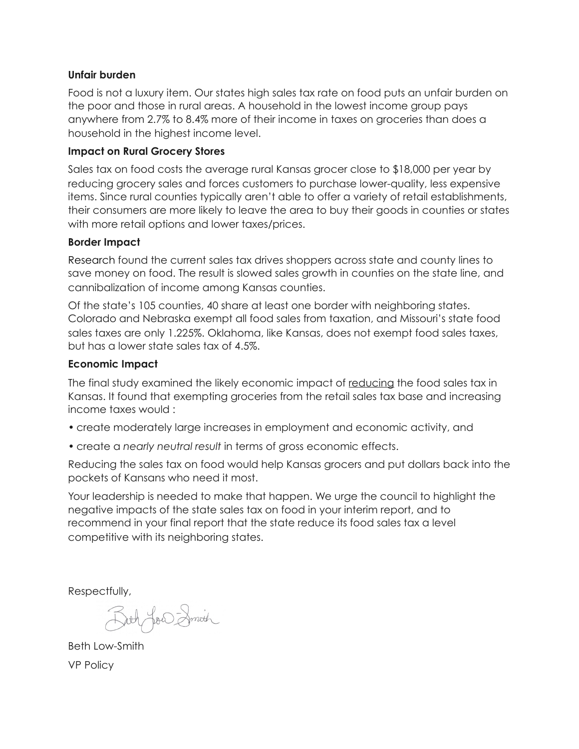**Unfair burden**

Food is not a luxury item. Our states high sales tax rate on food puts an unfair burden on the poor and those in rural areas. A household in the lowest income group pays anywhere from 2.7% to 8.4% more of their income in taxes on groceries than does a household in the highest income level.

**Impact on Rural Grocery Stores**

Sales tax on food costs the average rural Kansas grocer close to $18,000 per year by reducing grocery sales and forces customers to purchase lower-quality, less expensive items. Since rural counties typically aren't able to offer a variety of retail establishments, their consumers are more likely to leave the area to buy their goods in counties or states with more retail options and lower taxes/prices.

**Border Impact**

Research found the current sales tax drives shoppers across state and county lines to save money on food. The result is slowed sales growth in counties on the state line, and cannibalization of income among Kansas counties.

Of the state's 105 counties, 40 share at least one border with neighboring states. Colorado and Nebraska exempt all food sales from taxation, and Missouri's state food sales taxes are only 1.225%. Oklahoma, like Kansas, does not exempt food sales taxes, but has a lower state sales tax of 4.5%.

**Economic Impact**

The final study examined the likely economic impact of reducing the food sales tax in Kansas. It found that exempting groceries from the retail sales tax base and increasing income taxes would :

- create moderately large increases in employment and economic activity, and
- create a *nearly neutral result* in terms of gross economic effects.

Reducing the sales tax on food would help Kansas grocers and put dollars back into the pockets of Kansans who need it most.

Your leadership is needed to make that happen. We urge the council to highlight the negative impacts of the state sales tax on food in your interim report, and to recommend in your final report that the state reduce its food sales tax a level competitive with its neighboring states.

Respectfully,

Beth Low-Smith

VP Policy